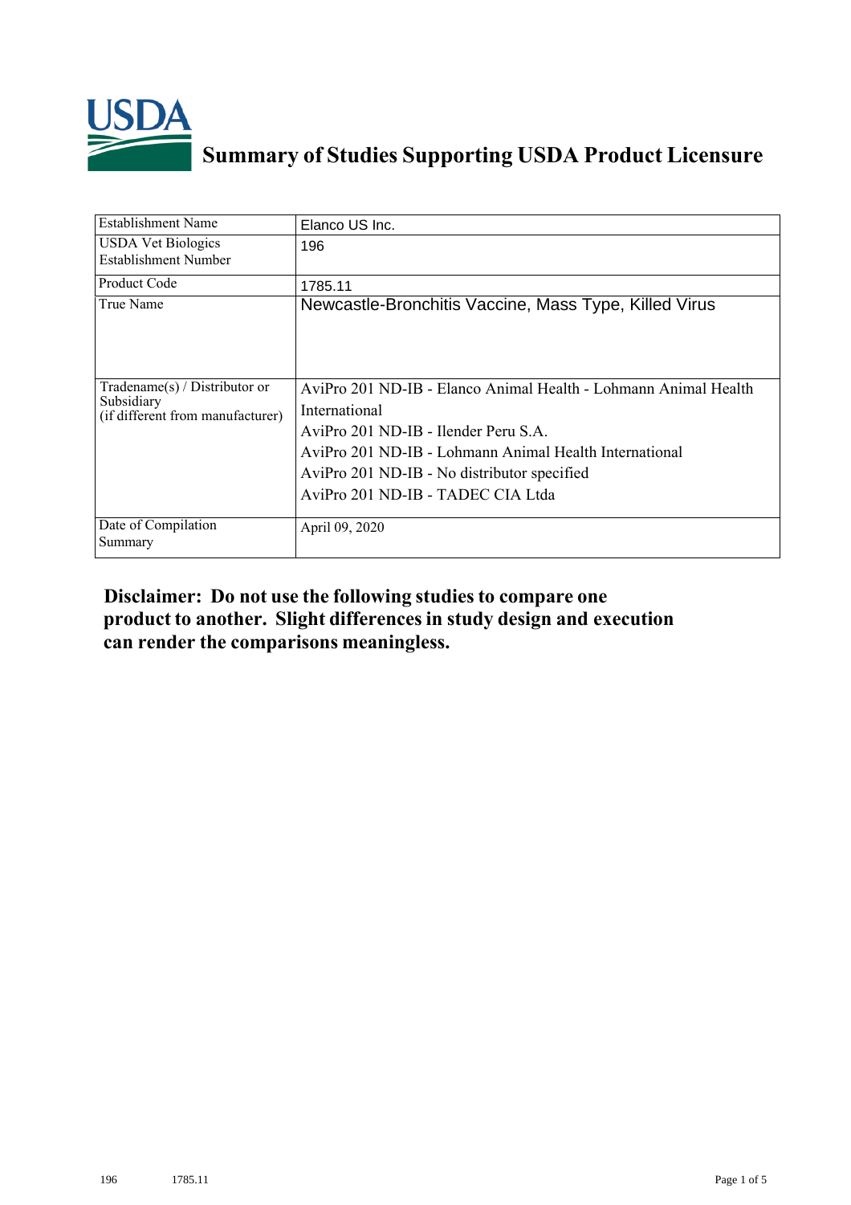# Summary of Studies Supporting USDA Product Licensure

| | |
|---|---|
| Establishment Name | Elanco US Inc. |
| USDA Vet Biologics Establishment Number | 196 |
| Product Code | 1785.11 |
| True Name | Newcastle-Bronchitis Vaccine, Mass Type, Killed Virus |
| Tradename(s) / Distributor or Subsidiary (if different from manufacturer) | AviPro 201 ND-IB - Elanco Animal Health - Lohmann Animal Health International<br>AviPro 201 ND-IB - Ilender Peru S.A.<br>AviPro 201 ND-IB - Lohmann Animal Health International<br>AviPro 201 ND-IB - No distributor specified<br>AviPro 201 ND-IB - TADEC CIA Ltda |
| Date of Compilation Summary | April 09, 2020 |

**Disclaimer: Do not use the following studies to compare one product to another. Slight differences in study design and execution can render the comparisons meaningless.**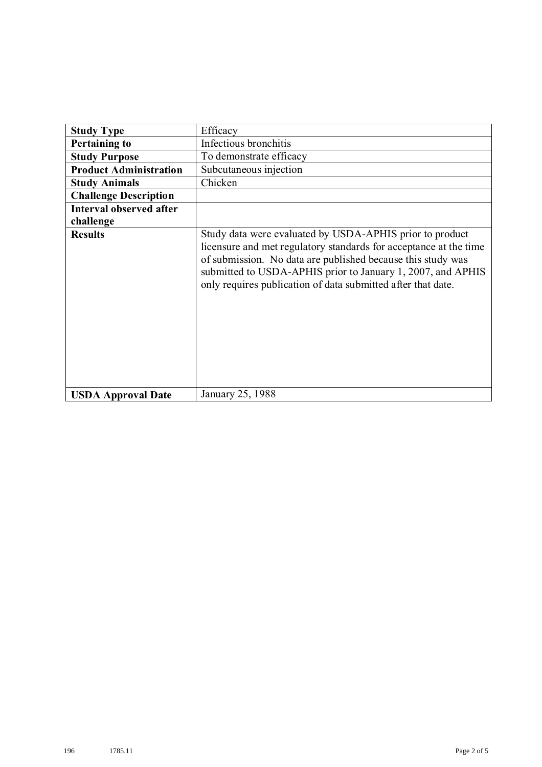| **Study Type** | Efficacy |
|---|---|
| **Pertaining to** | Infectious bronchitis |
| **Study Purpose** | To demonstrate efficacy |
| **Product Administration** | Subcutaneous injection |
| **Study Animals** | Chicken |
| **Challenge Description** | |
| **Interval observed after challenge** | |
| **Results** | Study data were evaluated by USDA-APHIS prior to product licensure and met regulatory standards for acceptance at the time of submission. No data are published because this study was submitted to USDA-APHIS prior to January 1, 2007, and APHIS only requires publication of data submitted after that date. |
| **USDA Approval Date** | January 25, 1988 |

196 1785.11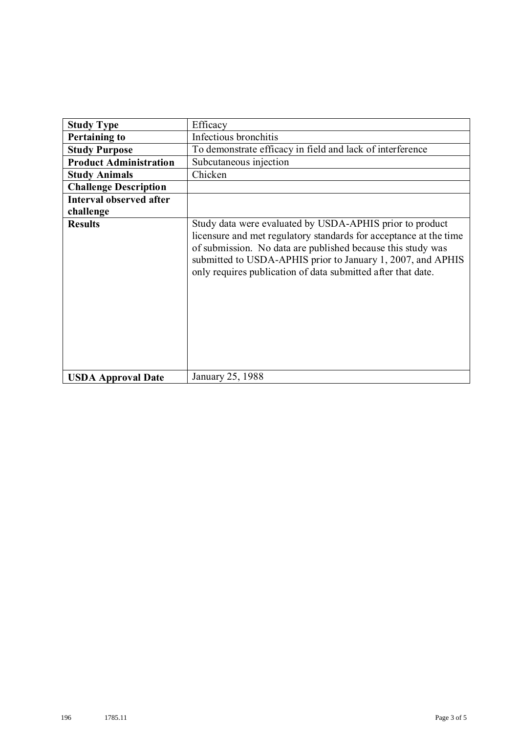| **Study Type** | Efficacy |
|---|---|
| **Pertaining to** | Infectious bronchitis |
| **Study Purpose** | To demonstrate efficacy in field and lack of interference |
| **Product Administration** | Subcutaneous injection |
| **Study Animals** | Chicken |
| **Challenge Description** | |
| **Interval observed after challenge** | |
| **Results** | Study data were evaluated by USDA-APHIS prior to product licensure and met regulatory standards for acceptance at the time of submission. No data are published because this study was submitted to USDA-APHIS prior to January 1, 2007, and APHIS only requires publication of data submitted after that date. |
| **USDA Approval Date** | January 25, 1988 |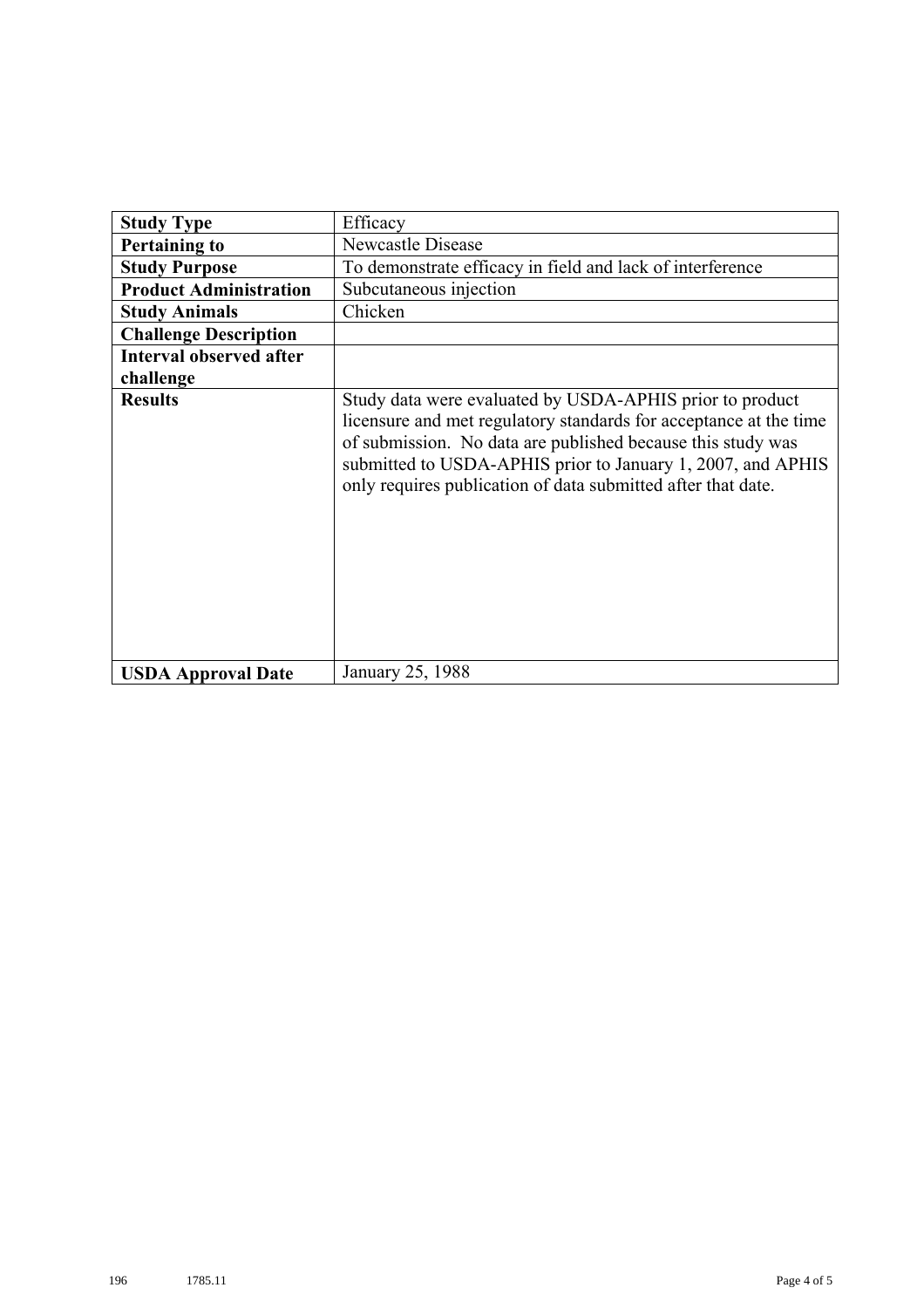| **Study Type** | Efficacy |
|---|---|
| **Pertaining to** | Newcastle Disease |
| **Study Purpose** | To demonstrate efficacy in field and lack of interference |
| **Product Administration** | Subcutaneous injection |
| **Study Animals** | Chicken |
| **Challenge Description** | |
| **Interval observed after challenge** | |
| **Results** | Study data were evaluated by USDA-APHIS prior to product licensure and met regulatory standards for acceptance at the time of submission. No data are published because this study was submitted to USDA-APHIS prior to January 1, 2007, and APHIS only requires publication of data submitted after that date. |
| **USDA Approval Date** | January 25, 1988 |

196 1785.11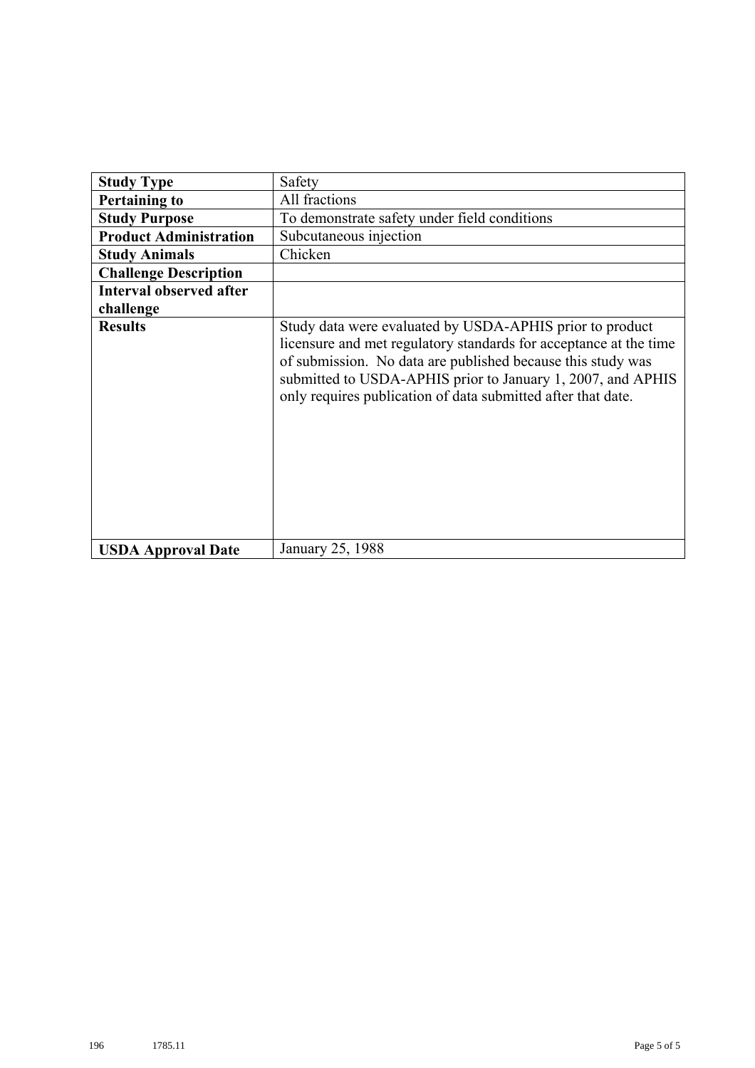| | |
|---|---|
| **Study Type** | Safety |
| **Pertaining to** | All fractions |
| **Study Purpose** | To demonstrate safety under field conditions |
| **Product Administration** | Subcutaneous injection |
| **Study Animals** | Chicken |
| **Challenge Description** | |
| **Interval observed after challenge** | |
| **Results** | Study data were evaluated by USDA-APHIS prior to product licensure and met regulatory standards for acceptance at the time of submission. No data are published because this study was submitted to USDA-APHIS prior to January 1, 2007, and APHIS only requires publication of data submitted after that date. |
| **USDA Approval Date** | January 25, 1988 |